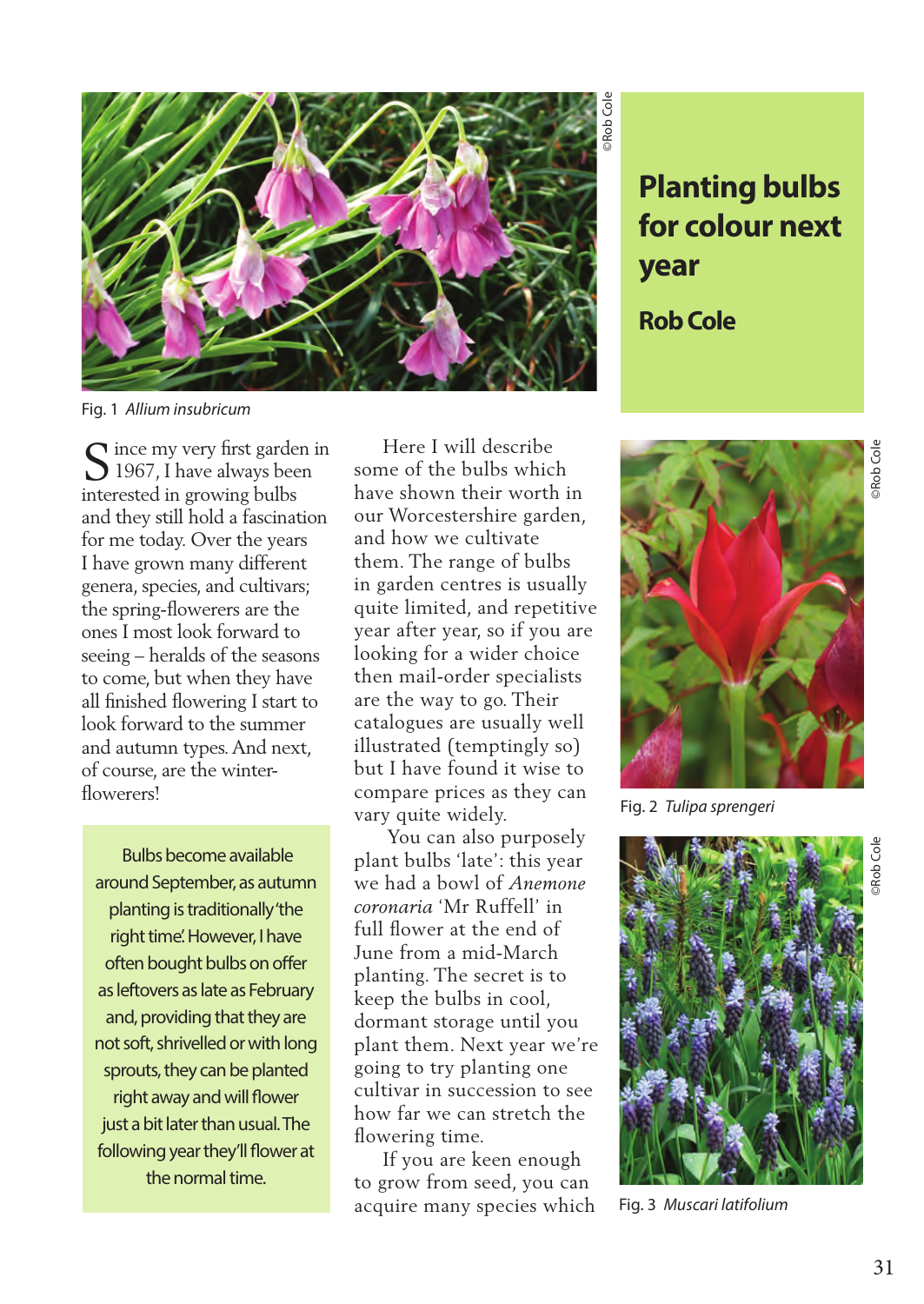# Planting bulbs for colour next year

**Rob Cole**

©Rob Cole

Fig. 1 *Allium insubricum*

Since my very first garden in 1967, I have always been interested in growing bulbs and they still hold a fascination for me today. Over the years I have grown many different genera, species, and cultivars; the spring-flowerers are the ones I most look forward to seeing – heralds of the seasons to come, but when they have all finished flowering I start to look forward to the summer and autumn types. And next, of course, are the winter-flowerers!

> Bulbs become available around September, as autumn planting is traditionally 'the right time'. However, I have often bought bulbs on offer as leftovers as late as February and, providing that they are not soft, shrivelled or with long sprouts, they can be planted right away and will flower just a bit later than usual. The following year they'll flower at the normal time.

Here I will describe some of the bulbs which have shown their worth in our Worcestershire garden, and how we cultivate them. The range of bulbs in garden centres is usually quite limited, and repetitive year after year, so if you are looking for a wider choice then mail-order specialists are the way to go. Their catalogues are usually well illustrated (temptingly so) but I have found it wise to compare prices as they can vary quite widely.

You can also purposely plant bulbs 'late': this year we had a bowl of *Anemone coronaria* 'Mr Ruffell' in full flower at the end of June from a mid-March planting. The secret is to keep the bulbs in cool, dormant storage until you plant them. Next year we're going to try planting one cultivar in succession to see how far we can stretch the flowering time.

If you are keen enough to grow from seed, you can acquire many species which

©Rob Cole

Fig. 2 *Tulipa sprengeri*

©Rob Cole

Fig. 3 *Muscari latifolium*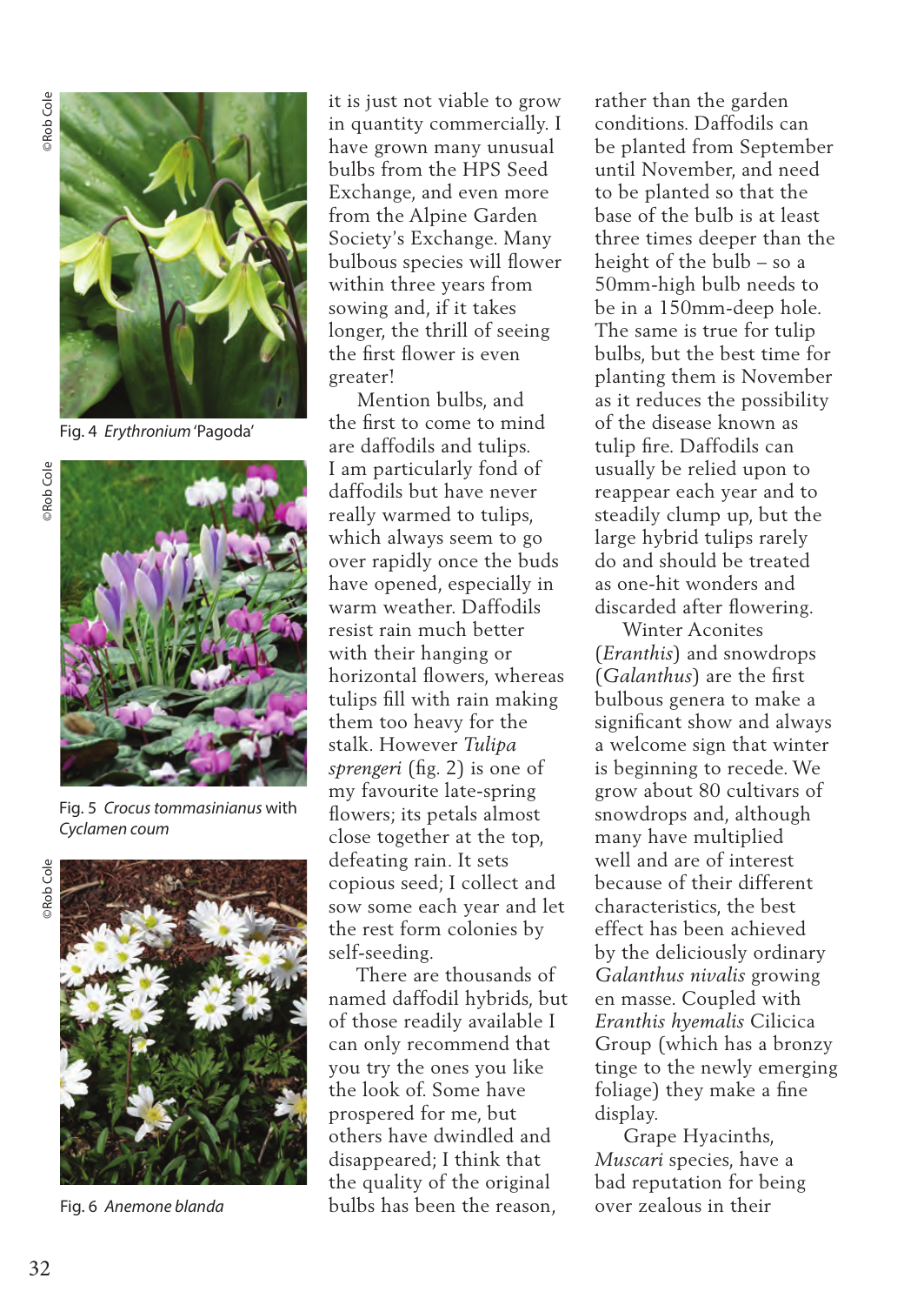©Rob Cole

Fig. 4 *Erythronium* 'Pagoda'

©Rob Cole

Fig. 5 *Crocus tommasinianus* with *Cyclamen coum*

©Rob Cole

Fig. 6 *Anemone blanda*

it is just not viable to grow in quantity commercially. I have grown many unusual bulbs from the HPS Seed Exchange, and even more from the Alpine Garden Society's Exchange. Many bulbous species will flower within three years from sowing and, if it takes longer, the thrill of seeing the first flower is even greater!

Mention bulbs, and the first to come to mind are daffodils and tulips. I am particularly fond of daffodils but have never really warmed to tulips, which always seem to go over rapidly once the buds have opened, especially in warm weather. Daffodils resist rain much better with their hanging or horizontal flowers, whereas tulips fill with rain making them too heavy for the stalk. However *Tulipa sprengeri* (fig. 2) is one of my favourite late-spring flowers; its petals almost close together at the top, defeating rain. It sets copious seed; I collect and sow some each year and let the rest form colonies by self-seeding.

There are thousands of named daffodil hybrids, but of those readily available I can only recommend that you try the ones you like the look of. Some have prospered for me, but others have dwindled and disappeared; I think that the quality of the original bulbs has been the reason, rather than the garden conditions. Daffodils can be planted from September until November, and need to be planted so that the base of the bulb is at least three times deeper than the height of the bulb – so a 50mm-high bulb needs to be in a 150mm-deep hole. The same is true for tulip bulbs, but the best time for planting them is November as it reduces the possibility of the disease known as tulip fire. Daffodils can usually be relied upon to reappear each year and to steadily clump up, but the large hybrid tulips rarely do and should be treated as one-hit wonders and discarded after flowering.

Winter Aconites (*Eranthis*) and snowdrops (*Galanthus*) are the first bulbous genera to make a significant show and always a welcome sign that winter is beginning to recede. We grow about 80 cultivars of snowdrops and, although many have multiplied well and are of interest because of their different characteristics, the best effect has been achieved by the deliciously ordinary *Galanthus nivalis* growing en masse. Coupled with *Eranthis hyemalis* Cilicica Group (which has a bronzy tinge to the newly emerging foliage) they make a fine display.

Grape Hyacinths, *Muscari* species, have a bad reputation for being over zealous in their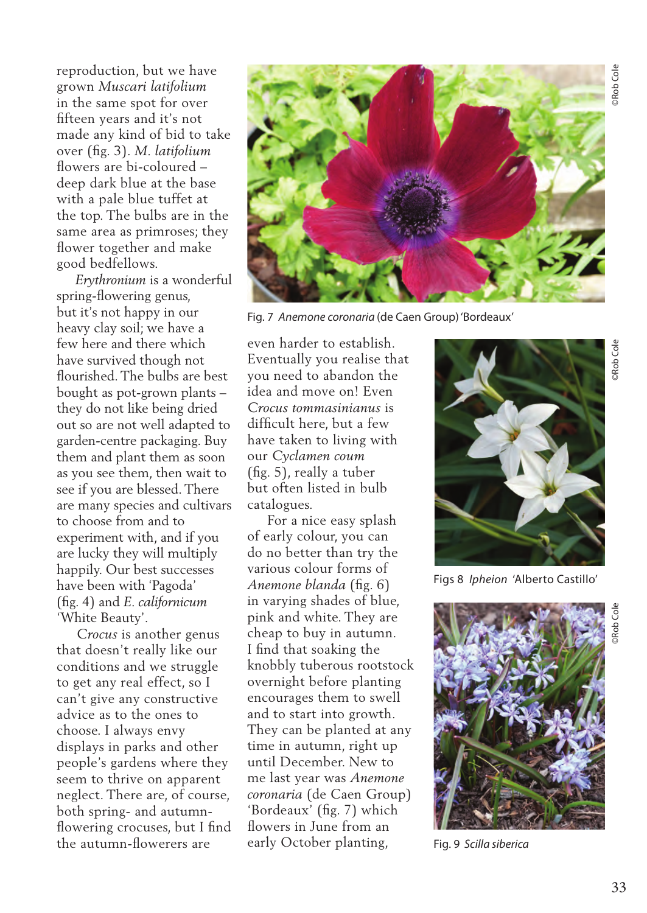reproduction, but we have grown *Muscari latifolium* in the same spot for over fifteen years and it's not made any kind of bid to take over (fig. 3). *M. latifolium* flowers are bi-coloured – deep dark blue at the base with a pale blue tuffet at the top. The bulbs are in the same area as primroses; they flower together and make good bedfellows.

*Erythronium* is a wonderful spring-flowering genus, but it's not happy in our heavy clay soil; we have a few here and there which have survived though not flourished. The bulbs are best bought as pot-grown plants – they do not like being dried out so are not well adapted to garden-centre packaging. Buy them and plant them as soon as you see them, then wait to see if you are blessed. There are many species and cultivars to choose from and to experiment with, and if you are lucky they will multiply happily. Our best successes have been with 'Pagoda' (fig. 4) and *E. californicum* 'White Beauty'.

*Crocus* is another genus that doesn't really like our conditions and we struggle to get any real effect, so I can't give any constructive advice as to the ones to choose. I always envy displays in parks and other people's gardens where they seem to thrive on apparent neglect. There are, of course, both spring- and autumn-flowering crocuses, but I find the autumn-flowerers are even harder to establish. Eventually you realise that you need to abandon the idea and move on! Even *Crocus tommasinianus* is difficult here, but a few have taken to living with our *Cyclamen coum* (fig. 5), really a tuber but often listed in bulb catalogues.

For a nice easy splash of early colour, you can do no better than try the various colour forms of *Anemone blanda* (fig. 6) in varying shades of blue, pink and white. They are cheap to buy in autumn. I find that soaking the knobbly tuberous rootstock overnight before planting encourages them to swell and to start into growth. They can be planted at any time in autumn, right up until December. New to me last year was *Anemone coronaria* (de Caen Group) 'Bordeaux' (fig. 7) which flowers in June from an early October planting,

Fig. 7 *Anemone coronaria* (de Caen Group) 'Bordeaux'

©Rob Cole

Figs 8 *Ipheion* 'Alberto Castillo'

©Rob Cole

Fig. 9 *Scilla siberica*

©Rob Cole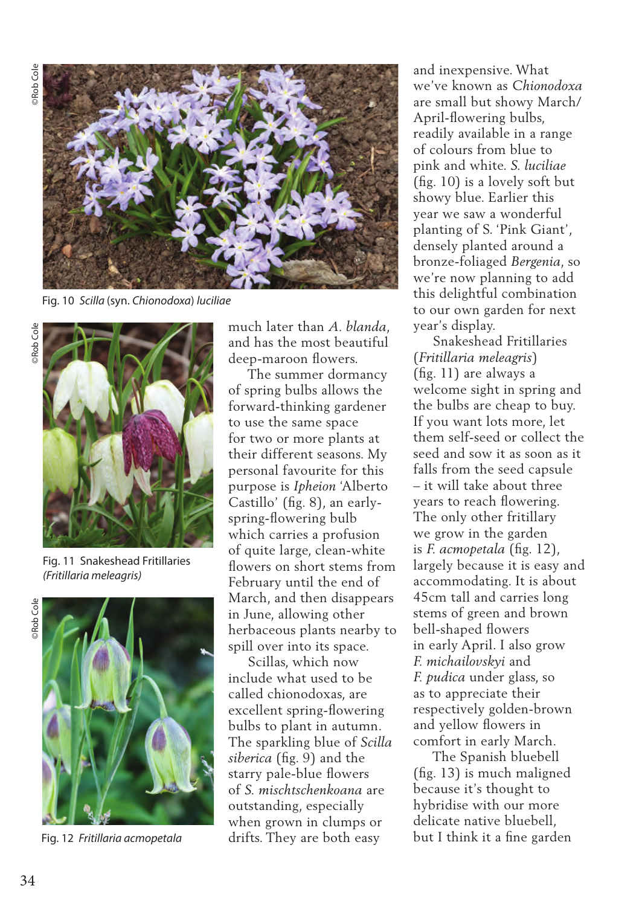Fig. 10 *Scilla* (syn. *Chionodoxa*) *luciliae*

Fig. 11 Snakeshead Fritillaries *(Fritillaria meleagris)*

Fig. 12 *Fritillaria acmopetala*

much later than *A. blanda*, and has the most beautiful deep-maroon flowers.

The summer dormancy of spring bulbs allows the forward-thinking gardener to use the same space for two or more plants at their different seasons. My personal favourite for this purpose is *Ipheion* 'Alberto Castillo' (fig. 8), an early-spring-flowering bulb which carries a profusion of quite large, clean-white flowers on short stems from February until the end of March, and then disappears in June, allowing other herbaceous plants nearby to spill over into its space.

Scillas, which now include what used to be called chionodoxas, are excellent spring-flowering bulbs to plant in autumn. The sparkling blue of *Scilla siberica* (fig. 9) and the starry pale-blue flowers of *S. mischtschenkoana* are outstanding, especially when grown in clumps or drifts. They are both easy and inexpensive. What we've known as *Chionodoxa* are small but showy March/April-flowering bulbs, readily available in a range of colours from blue to pink and white. *S. luciliae* (fig. 10) is a lovely soft but showy blue. Earlier this year we saw a wonderful planting of S. 'Pink Giant', densely planted around a bronze-foliaged *Bergenia*, so we're now planning to add this delightful combination to our own garden for next year's display.

Snakeshead Fritillaries (*Fritillaria meleagris*) (fig. 11) are always a welcome sight in spring and the bulbs are cheap to buy. If you want lots more, let them self-seed or collect the seed and sow it as soon as it falls from the seed capsule – it will take about three years to reach flowering. The only other fritillary we grow in the garden is *F. acmopetala* (fig. 12), largely because it is easy and accommodating. It is about 45cm tall and carries long stems of green and brown bell-shaped flowers in early April. I also grow *F. michailovskyi* and *F. pudica* under glass, so as to appreciate their respectively golden-brown and yellow flowers in comfort in early March.

The Spanish bluebell (fig. 13) is much maligned because it's thought to hybridise with our more delicate native bluebell, but I think it a fine garden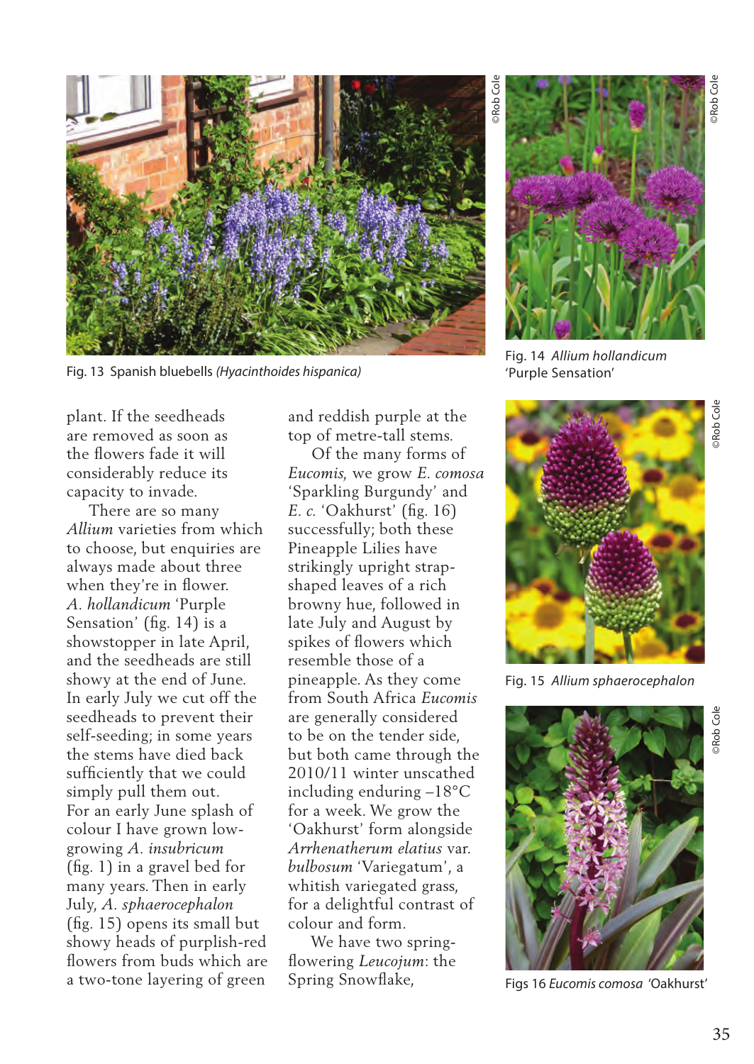Fig. 13 Spanish bluebells *(Hyacinthoides hispanica)*

Fig. 14 *Allium hollandicum* 'Purple Sensation'

Fig. 15 *Allium sphaerocephalon*

Figs 16 *Eucomis comosa* 'Oakhurst'

plant. If the seedheads are removed as soon as the flowers fade it will considerably reduce its capacity to invade.

There are so many *Allium* varieties from which to choose, but enquiries are always made about three when they're in flower. *A. hollandicum* 'Purple Sensation' (fig. 14) is a showstopper in late April, and the seedheads are still showy at the end of June. In early July we cut off the seedheads to prevent their self-seeding; in some years the stems have died back sufficiently that we could simply pull them out. For an early June splash of colour I have grown low-growing *A. insubricum* (fig. 1) in a gravel bed for many years. Then in early July, *A. sphaerocephalon* (fig. 15) opens its small but showy heads of purplish-red flowers from buds which are a two-tone layering of green and reddish purple at the top of metre-tall stems.

Of the many forms of *Eucomis*, we grow *E. comosa* 'Sparkling Burgundy' and *E. c.* 'Oakhurst' (fig. 16) successfully; both these Pineapple Lilies have strikingly upright strap-shaped leaves of a rich browny hue, followed in late July and August by spikes of flowers which resemble those of a pineapple. As they come from South Africa *Eucomis* are generally considered to be on the tender side, but both came through the 2010/11 winter unscathed including enduring –18°C for a week. We grow the 'Oakhurst' form alongside *Arrhenatherum elatius* var. *bulbosum* 'Variegatum', a whitish variegated grass, for a delightful contrast of colour and form.

We have two spring-flowering *Leucojum*: the Spring Snowflake,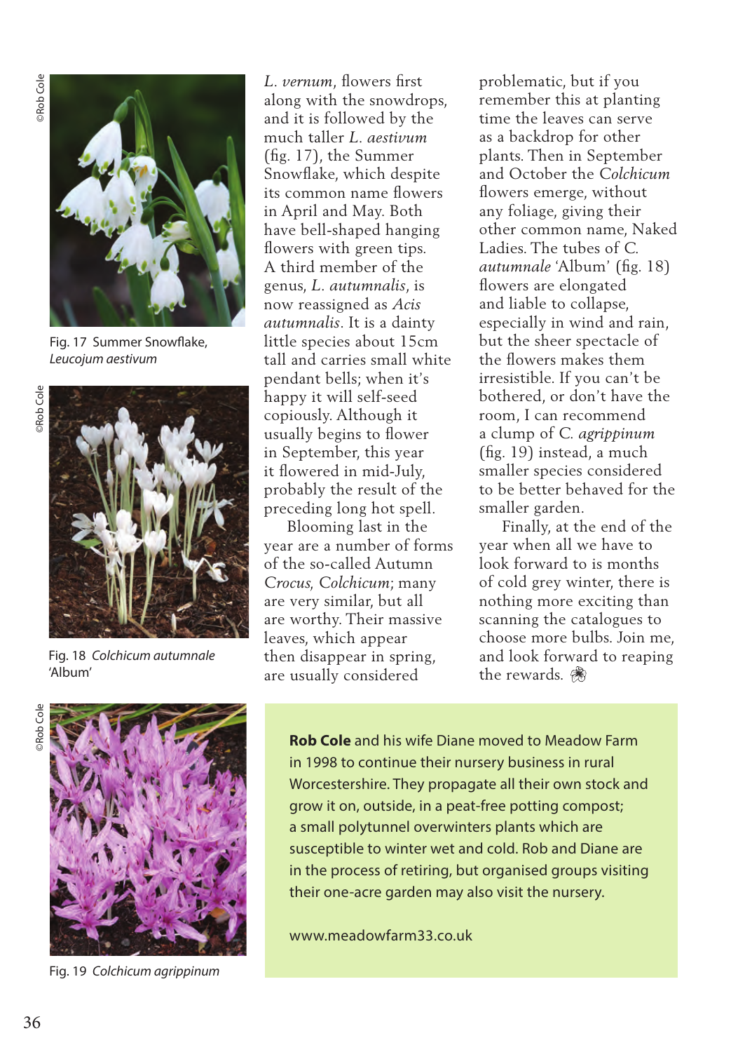Fig. 17 Summer Snowflake, *Leucojum aestivum*

Fig. 18 *Colchicum autumnale* 'Album'

Fig. 19 *Colchicum agrippinum*

*L. vernum*, flowers first along with the snowdrops, and it is followed by the much taller *L. aestivum* (fig. 17), the Summer Snowflake, which despite its common name flowers in April and May. Both have bell-shaped hanging flowers with green tips. A third member of the genus, *L. autumnalis*, is now reassigned as *Acis autumnalis*. It is a dainty little species about 15cm tall and carries small white pendant bells; when it's happy it will self-seed copiously. Although it usually begins to flower in September, this year it flowered in mid-July, probably the result of the preceding long hot spell.

Blooming last in the year are a number of forms of the so-called Autumn *Crocus, Colchicum*; many are very similar, but all are worthy. Their massive leaves, which appear then disappear in spring, are usually considered problematic, but if you remember this at planting time the leaves can serve as a backdrop for other plants. Then in September and October the *Colchicum* flowers emerge, without any foliage, giving their other common name, Naked Ladies. The tubes of *C. autumnale* 'Album' (fig. 18) flowers are elongated and liable to collapse, especially in wind and rain, but the sheer spectacle of the flowers makes them irresistible. If you can't be bothered, or don't have the room, I can recommend a clump of *C. agrippinum* (fig. 19) instead, a much smaller species considered to be better behaved for the smaller garden.

Finally, at the end of the year when all we have to look forward to is months of cold grey winter, there is nothing more exciting than scanning the catalogues to choose more bulbs. Join me, and look forward to reaping the rewards. ❀

**Rob Cole** and his wife Diane moved to Meadow Farm in 1998 to continue their nursery business in rural Worcestershire. They propagate all their own stock and grow it on, outside, in a peat-free potting compost; a small polytunnel overwinters plants which are susceptible to winter wet and cold. Rob and Diane are in the process of retiring, but organised groups visiting their one-acre garden may also visit the nursery.

www.meadowfarm33.co.uk